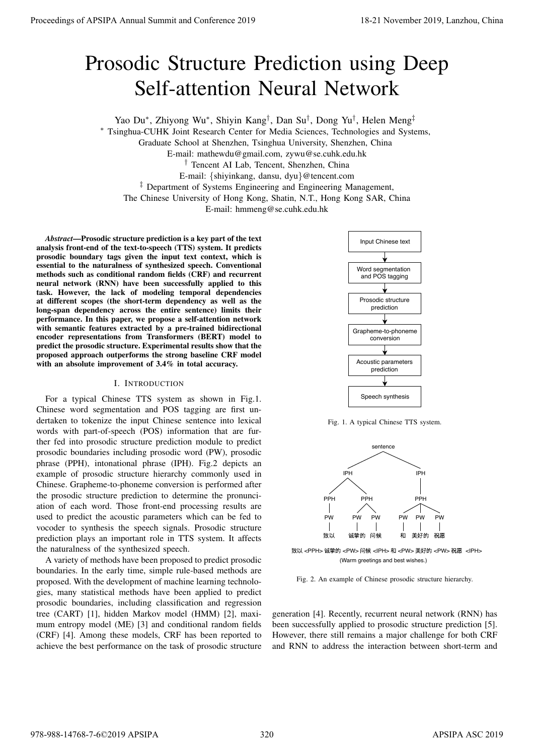# Prosodic Structure Prediction using Deep Self-attention Neural Network

Yao Du*, Zhiyong Wu*, Shiyin Kang†, Dan Su†, Dong Yu†, Helen Meng‡

* Tsinghua-CUHK Joint Research Center for Media Sciences, Technologies and Systems,
Graduate School at Shenzhen, Tsinghua University, Shenzhen, China
E-mail: mathewdu@gmail.com, zywu@se.cuhk.edu.hk

† Tencent AI Lab, Tencent, Shenzhen, China
E-mail: {shiyinkang, dansu, dyu}@tencent.com

‡ Department of Systems Engineering and Engineering Management,
The Chinese University of Hong Kong, Shatin, N.T., Hong Kong SAR, China
E-mail: hmmeng@se.cuhk.edu.hk

***Abstract*—Prosodic structure prediction is a key part of the text analysis front-end of the text-to-speech (TTS) system. It predicts prosodic boundary tags given the input text context, which is essential to the naturalness of synthesized speech. Conventional methods such as conditional random fields (CRF) and recurrent neural network (RNN) have been successfully applied to this task. However, the lack of modeling temporal dependencies at different scopes (the short-term dependency as well as the long-span dependency across the entire sentence) limits their performance. In this paper, we propose a self-attention network with semantic features extracted by a pre-trained bidirectional encoder representations from Transformers (BERT) model to predict the prosodic structure. Experimental results show that the proposed approach outperforms the strong baseline CRF model with an absolute improvement of 3.4% in total accuracy.**

## I. Introduction

For a typical Chinese TTS system as shown in Fig.1. Chinese word segmentation and POS tagging are first undertaken to tokenize the input Chinese sentence into lexical words with part-of-speech (POS) information that are further fed into prosodic structure prediction module to predict prosodic boundaries including prosodic word (PW), prosodic phrase (PPH), intonational phrase (IPH). Fig.2 depicts an example of prosodic structure hierarchy commonly used in Chinese. Grapheme-to-phoneme conversion is performed after the prosodic structure prediction to determine the pronunciation of each word. Those front-end processing results are used to predict the acoustic parameters which can be fed to vocoder to synthesis the speech signals. Prosodic structure prediction plays an important role in TTS system. It affects the naturalness of the synthesized speech.

A variety of methods have been proposed to predict prosodic boundaries. In the early time, simple rule-based methods are proposed. With the development of machine learning technologies, many statistical methods have been applied to predict prosodic boundaries, including classification and regression tree (CART) [1], hidden Markov model (HMM) [2], maximum entropy model (ME) [3] and conditional random fields (CRF) [4]. Among these models, CRF has been reported to achieve the best performance on the task of prosodic structure generation [4]. Recently, recurrent neural network (RNN) has been successfully applied to prosodic structure prediction [5]. However, there still remains a major challenge for both CRF and RNN to address the interaction between short-term and

Input Chinese text
Word segmentation and POS tagging
Prosodic structure prediction
Grapheme-to-phoneme conversion
Acoustic parameters prediction
Speech synthesis

Fig. 1. A typical Chinese TTS system.

sentence
IPH IPH
PPH PPH PPH
PW PW PW PW PW PW
致以 诚挚的 问候 和 美好的 祝愿

致以 <PPH> 诚挚的 <PW> 问候 <IPH> 和 <PW> 美好的 <PW> 祝愿 <IPH>
(Warm greetings and best wishes.)

Fig. 2. An example of Chinese prosodic structure hierarchy.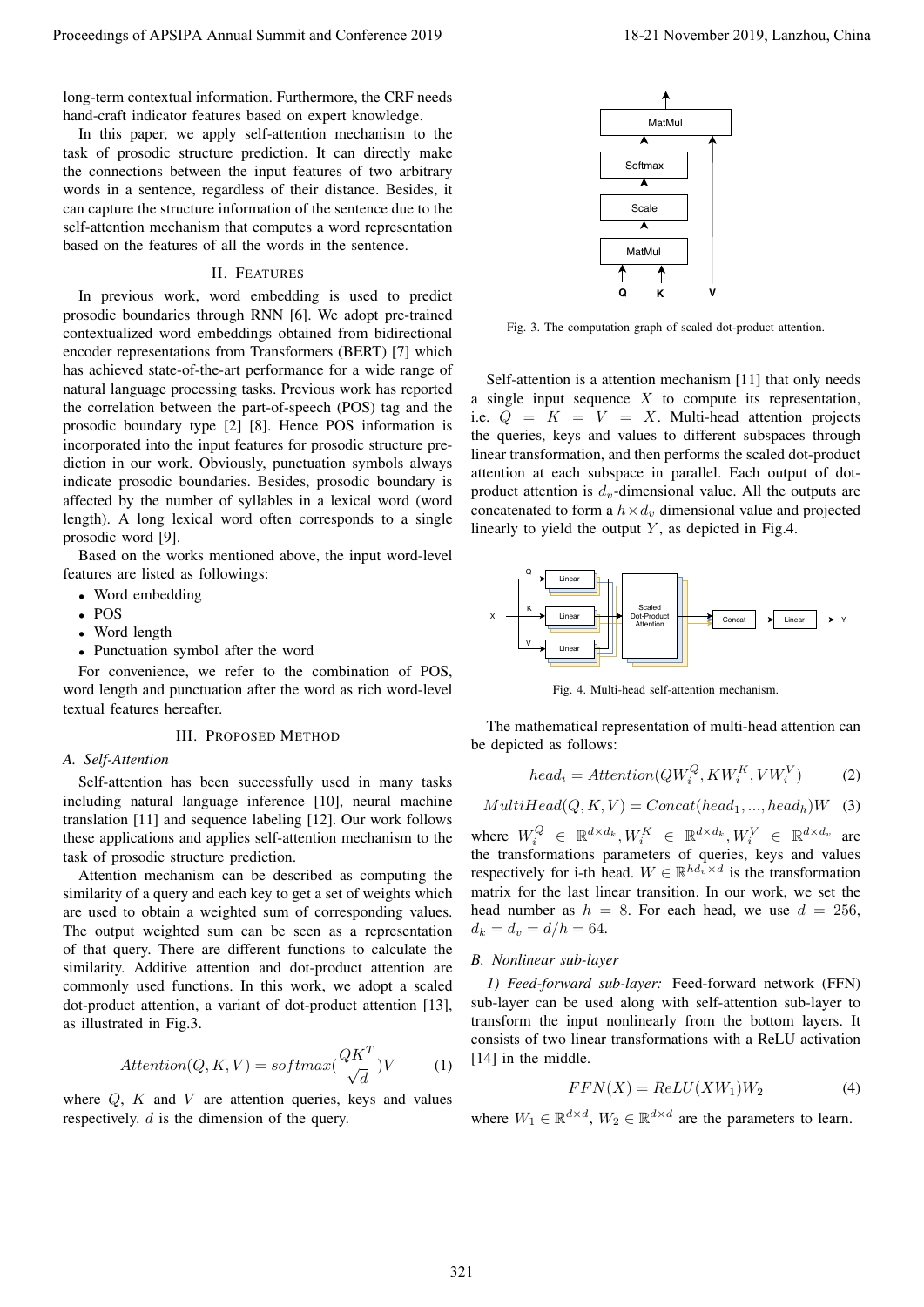long-term contextual information. Furthermore, the CRF needs hand-craft indicator features based on expert knowledge.

In this paper, we apply self-attention mechanism to the task of prosodic structure prediction. It can directly make the connections between the input features of two arbitrary words in a sentence, regardless of their distance. Besides, it can capture the structure information of the sentence due to the self-attention mechanism that computes a word representation based on the features of all the words in the sentence.

## II. Features

In previous work, word embedding is used to predict prosodic boundaries through RNN [6]. We adopt pre-trained contextualized word embeddings obtained from bidirectional encoder representations from Transformers (BERT) [7] which has achieved state-of-the-art performance for a wide range of natural language processing tasks. Previous work has reported the correlation between the part-of-speech (POS) tag and the prosodic boundary type [2] [8]. Hence POS information is incorporated into the input features for prosodic structure prediction in our work. Obviously, punctuation symbols always indicate prosodic boundaries. Besides, prosodic boundary is affected by the number of syllables in a lexical word (word length). A long lexical word often corresponds to a single prosodic word [9].

Based on the works mentioned above, the input word-level features are listed as followings:

- Word embedding
- POS
- Word length
- Punctuation symbol after the word

For convenience, we refer to the combination of POS, word length and punctuation after the word as rich word-level textual features hereafter.

## III. Proposed Method

### A. Self-Attention

Self-attention has been successfully used in many tasks including natural language inference [10], neural machine translation [11] and sequence labeling [12]. Our work follows these applications and applies self-attention mechanism to the task of prosodic structure prediction.

Attention mechanism can be described as computing the similarity of a query and each key to get a set of weights which are used to obtain a weighted sum of corresponding values. The output weighted sum can be seen as a representation of that query. There are different functions to calculate the similarity. Additive attention and dot-product attention are commonly used functions. In this work, we adopt a scaled dot-product attention, a variant of dot-product attention [13], as illustrated in Fig.3.

$$Attention(Q, K, V) = softmax(\frac{QK^T}{\sqrt{d}})V \tag{1}$$

where $Q$, $K$ and $V$ are attention queries, keys and values respectively. $d$ is the dimension of the query.

MatMul
Softmax
Scale
MatMul
Q K V

Fig. 3. The computation graph of scaled dot-product attention.

Self-attention is a attention mechanism [11] that only needs a single input sequence $X$ to compute its representation, i.e. $Q = K = V = X$. Multi-head attention projects the queries, keys and values to different subspaces through linear transformation, and then performs the scaled dot-product attention at each subspace in parallel. Each output of dot-product attention is $d_v$-dimensional value. All the outputs are concatenated to form a $h \times d_v$ dimensional value and projected linearly to yield the output $Y$, as depicted in Fig.4.

Q K V X Linear Linear Linear Scaled Dot-Product Attention Concat Linear Y

Fig. 4. Multi-head self-attention mechanism.

The mathematical representation of multi-head attention can be depicted as follows:

$$head_i = Attention(QW_i^Q, KW_i^K, VW_i^V) \tag{2}$$

$$MultiHead(Q, K, V) = Concat(head_1, ..., head_h)W \tag{3}$$

where $W_i^Q \in \mathbb{R}^{d \times d_k}, W_i^K \in \mathbb{R}^{d \times d_k}, W_i^V \in \mathbb{R}^{d \times d_v}$ are the transformations parameters of queries, keys and values respectively for i-th head. $W \in \mathbb{R}^{hd_v \times d}$ is the transformation matrix for the last linear transition. In our work, we set the head number as $h = 8$. For each head, we use $d = 256$, $d_k = d_v = d/h = 64$.

### B. Nonlinear sub-layer

*1) Feed-forward sub-layer:* Feed-forward network (FFN) sub-layer can be used along with self-attention sub-layer to transform the input nonlinearly from the bottom layers. It consists of two linear transformations with a ReLU activation [14] in the middle.

$$FFN(X) = ReLU(XW_1)W_2 \tag{4}$$

where $W_1 \in \mathbb{R}^{d \times d}$, $W_2 \in \mathbb{R}^{d \times d}$ are the parameters to learn.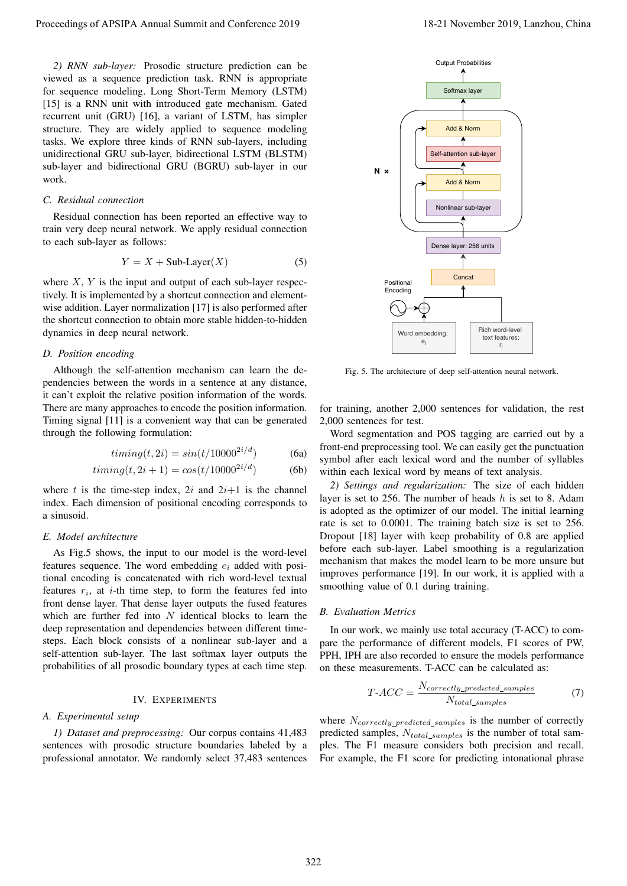*2) RNN sub-layer:* Prosodic structure prediction can be viewed as a sequence prediction task. RNN is appropriate for sequence modeling. Long Short-Term Memory (LSTM) [15] is a RNN unit with introduced gate mechanism. Gated recurrent unit (GRU) [16], a variant of LSTM, has simpler structure. They are widely applied to sequence modeling tasks. We explore three kinds of RNN sub-layers, including unidirectional GRU sub-layer, bidirectional LSTM (BLSTM) sub-layer and bidirectional GRU (BGRU) sub-layer in our work.

### C. Residual connection

Residual connection has been reported an effective way to train very deep neural network. We apply residual connection to each sub-layer as follows:

$$Y = X + \text{Sub-Layer}(X) \tag{5}$$

where $X$, $Y$ is the input and output of each sub-layer respectively. It is implemented by a shortcut connection and element-wise addition. Layer normalization [17] is also performed after the shortcut connection to obtain more stable hidden-to-hidden dynamics in deep neural network.

### D. Position encoding

Although the self-attention mechanism can learn the dependencies between the words in a sentence at any distance, it can't exploit the relative position information of the words. There are many approaches to encode the position information. Timing signal [11] is a convenient way that can be generated through the following formulation:

$$timing(t, 2i) = sin(t/10000^{2i/d}) \tag{6a}$$

$$timing(t, 2i+1) = cos(t/10000^{2i/d}) \tag{6b}$$

where $t$ is the time-step index, $2i$ and $2i{+}1$ is the channel index. Each dimension of positional encoding corresponds to a sinusoid.

### E. Model architecture

As Fig.5 shows, the input to our model is the word-level features sequence. The word embedding $e_i$ added with positional encoding is concatenated with rich word-level textual features $r_i$, at $i$-th time step, to form the features fed into front dense layer. That dense layer outputs the fused features which are further fed into $N$ identical blocks to learn the deep representation and dependencies between different time-steps. Each block consists of a nonlinear sub-layer and a self-attention sub-layer. The last softmax layer outputs the probabilities of all prosodic boundary types at each time step.

Fig. 5. The architecture of deep self-attention neural network.

## IV. Experiments

### A. Experimental setup

*1) Dataset and preprocessing:* Our corpus contains 41,483 sentences with prosodic structure boundaries labeled by a professional annotator. We randomly select 37,483 sentences for training, another 2,000 sentences for validation, the rest 2,000 sentences for test.

Word segmentation and POS tagging are carried out by a front-end preprocessing tool. We can easily get the punctuation symbol after each lexical word and the number of syllables within each lexical word by means of text analysis.

*2) Settings and regularization:* The size of each hidden layer is set to 256. The number of heads $h$ is set to 8. Adam is adopted as the optimizer of our model. The initial learning rate is set to 0.0001. The training batch size is set to 256. Dropout [18] layer with keep probability of 0.8 are applied before each sub-layer. Label smoothing is a regularization mechanism that makes the model learn to be more unsure but improves performance [19]. In our work, it is applied with a smoothing value of 0.1 during training.

### B. Evaluation Metrics

In our work, we mainly use total accuracy (T-ACC) to compare the performance of different models, F1 scores of PW, PPH, IPH are also recorded to ensure the models performance on these measurements. T-ACC can be calculated as:

$$T\text{-}ACC = \frac{N_{correctly\_predicted\_samples}}{N_{total\_samples}} \tag{7}$$

where $N_{correctly\_predicted\_samples}$ is the number of correctly predicted samples, $N_{total\_samples}$ is the number of total samples. The F1 measure considers both precision and recall. For example, the F1 score for predicting intonational phrase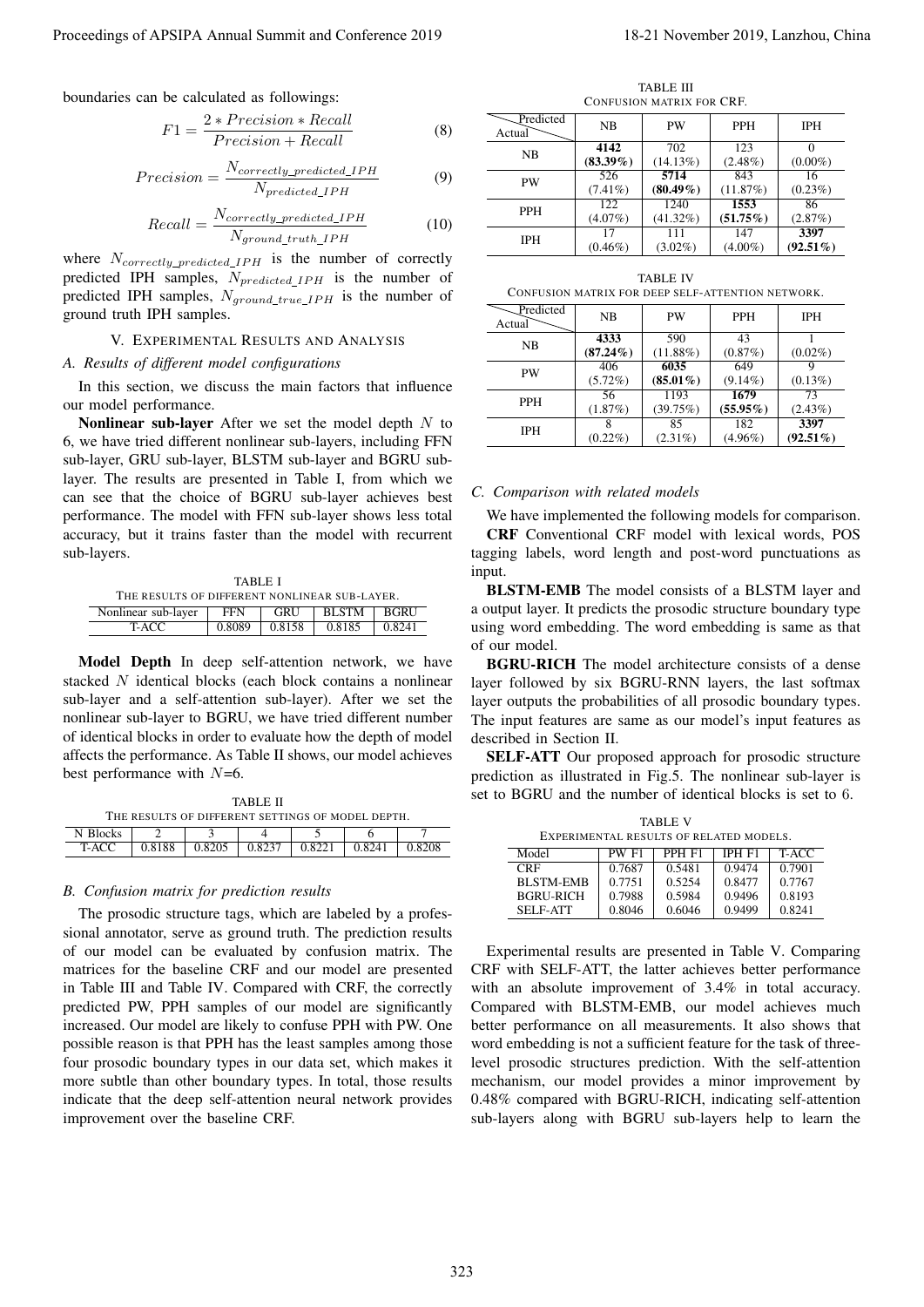boundaries can be calculated as followings:

$$F1 = \frac{2 * Precision * Recall}{Precision + Recall} \tag{8}$$

$$Precision = \frac{N_{correctly\_predicted\_IPH}}{N_{predicted\_IPH}} \tag{9}$$

$$Recall = \frac{N_{correctly\_predicted\_IPH}}{N_{ground\_truth\_IPH}} \tag{10}$$

where $N_{correctly\_predicted\_IPH}$ is the number of correctly predicted IPH samples, $N_{predicted\_IPH}$ is the number of predicted IPH samples, $N_{ground\_true\_IPH}$ is the number of ground truth IPH samples.

## V. Experimental Results and Analysis

### A. Results of different model configurations

In this section, we discuss the main factors that influence our model performance.

**Nonlinear sub-layer** After we set the model depth $N$ to 6, we have tried different nonlinear sub-layers, including FFN sub-layer, GRU sub-layer, BLSTM sub-layer and BGRU sub-layer. The results are presented in Table I, from which we can see that the choice of BGRU sub-layer achieves best performance. The model with FFN sub-layer shows less total accuracy, but it trains faster than the model with recurrent sub-layers.

TABLE I
The results of different nonlinear sub-layer.

| Nonlinear sub-layer | FFN | GRU | BLSTM | BGRU |
|---|---|---|---|---|
| T-ACC | 0.8089 | 0.8158 | 0.8185 | 0.8241 |

**Model Depth** In deep self-attention network, we have stacked $N$ identical blocks (each block contains a nonlinear sub-layer and a self-attention sub-layer). After we set the nonlinear sub-layer to BGRU, we have tried different number of identical blocks in order to evaluate how the depth of model affects the performance. As Table II shows, our model achieves best performance with $N$=6.

TABLE II
The results of different settings of model depth.

| N Blocks | 2 | 3 | 4 | 5 | 6 | 7 |
|---|---|---|---|---|---|---|
| T-ACC | 0.8188 | 0.8205 | 0.8237 | 0.8221 | 0.8241 | 0.8208 |

### B. Confusion matrix for prediction results

The prosodic structure tags, which are labeled by a professional annotator, serve as ground truth. The prediction results of our model can be evaluated by confusion matrix. The matrices for the baseline CRF and our model are presented in Table III and Table IV. Compared with CRF, the correctly predicted PW, PPH samples of our model are significantly increased. Our model are likely to confuse PPH with PW. One possible reason is that PPH has the least samples among those four prosodic boundary types in our data set, which makes it more subtle than other boundary types. In total, those results indicate that the deep self-attention neural network provides improvement over the baseline CRF.

TABLE III
Confusion matrix for CRF.

| Actual \ Predicted | NB | PW | PPH | IPH |
|---|---|---|---|---|
| NB | **4142** **(83.39%)** | 702 (14.13%) | 123 (2.48%) | 0 (0.00%) |
| PW | 526 (7.41%) | **5714** **(80.49%)** | 843 (11.87%) | 16 (0.23%) |
| PPH | 122 (4.07%) | 1240 (41.32%) | **1553** **(51.75%)** | 86 (2.87%) |
| IPH | 17 (0.46%) | 111 (3.02%) | 147 (4.00%) | **3397** **(92.51%)** |

TABLE IV
Confusion matrix for deep self-attention network.

| Actual \ Predicted | NB | PW | PPH | IPH |
|---|---|---|---|---|
| NB | **4333** **(87.24%)** | 590 (11.88%) | 43 (0.87%) | 1 (0.02%) |
| PW | 406 (5.72%) | **6035** **(85.01%)** | 649 (9.14%) | 9 (0.13%) |
| PPH | 56 (1.87%) | 1193 (39.75%) | **1679** **(55.95%)** | 73 (2.43%) |
| IPH | 8 (0.22%) | 85 (2.31%) | 182 (4.96%) | **3397** **(92.51%)** |

### C. Comparison with related models

We have implemented the following models for comparison.

**CRF** Conventional CRF model with lexical words, POS tagging labels, word length and post-word punctuations as input.

**BLSTM-EMB** The model consists of a BLSTM layer and a output layer. It predicts the prosodic structure boundary type using word embedding. The word embedding is same as that of our model.

**BGRU-RICH** The model architecture consists of a dense layer followed by six BGRU-RNN layers, the last softmax layer outputs the probabilities of all prosodic boundary types. The input features are same as our model's input features as described in Section II.

**SELF-ATT** Our proposed approach for prosodic structure prediction as illustrated in Fig.5. The nonlinear sub-layer is set to BGRU and the number of identical blocks is set to 6.

TABLE V
Experimental results of related models.

| Model | PW F1 | PPH F1 | IPH F1 | T-ACC |
|---|---|---|---|---|
| CRF | 0.7687 | 0.5481 | 0.9474 | 0.7901 |
| BLSTM-EMB | 0.7751 | 0.5254 | 0.8477 | 0.7767 |
| BGRU-RICH | 0.7988 | 0.5984 | 0.9496 | 0.8193 |
| SELF-ATT | 0.8046 | 0.6046 | 0.9499 | 0.8241 |

Experimental results are presented in Table V. Comparing CRF with SELF-ATT, the latter achieves better performance with an absolute improvement of 3.4% in total accuracy. Compared with BLSTM-EMB, our model achieves much better performance on all measurements. It also shows that word embedding is not a sufficient feature for the task of three-level prosodic structures prediction. With the self-attention mechanism, our model provides a minor improvement by 0.48% compared with BGRU-RICH, indicating self-attention sub-layers along with BGRU sub-layers help to learn the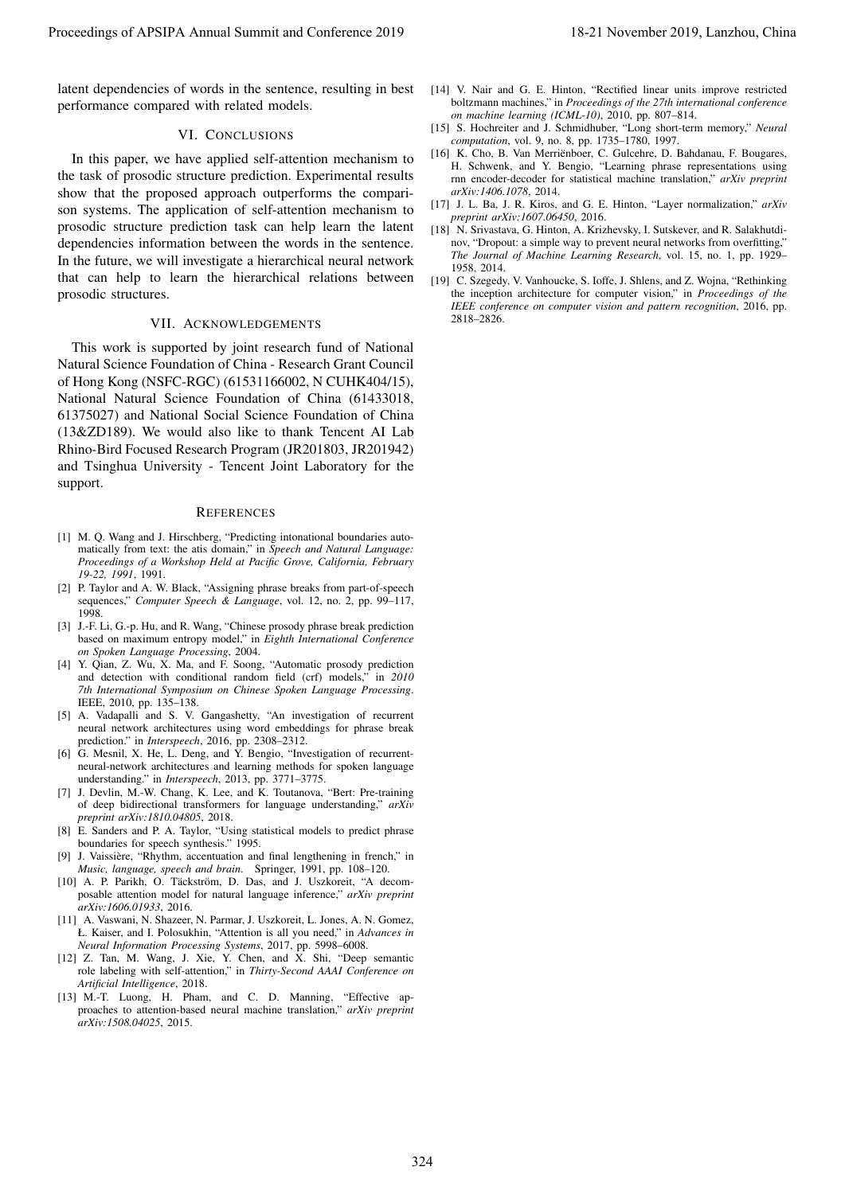latent dependencies of words in the sentence, resulting in best performance compared with related models.

## VI. Conclusions

In this paper, we have applied self-attention mechanism to the task of prosodic structure prediction. Experimental results show that the proposed approach outperforms the comparison systems. The application of self-attention mechanism to prosodic structure prediction task can help learn the latent dependencies information between the words in the sentence. In the future, we will investigate a hierarchical neural network that can help to learn the hierarchical relations between prosodic structures.

## VII. Acknowledgements

This work is supported by joint research fund of National Natural Science Foundation of China - Research Grant Council of Hong Kong (NSFC-RGC) (61531166002, N CUHK404/15), National Natural Science Foundation of China (61433018, 61375027) and National Social Science Foundation of China (13&ZD189). We would also like to thank Tencent AI Lab Rhino-Bird Focused Research Program (JR201803, JR201942) and Tsinghua University - Tencent Joint Laboratory for the support.

## References

[1] M. Q. Wang and J. Hirschberg, "Predicting intonational boundaries automatically from text: the atis domain," in *Speech and Natural Language: Proceedings of a Workshop Held at Pacific Grove, California, February 19-22, 1991*, 1991.

[2] P. Taylor and A. W. Black, "Assigning phrase breaks from part-of-speech sequences," *Computer Speech & Language*, vol. 12, no. 2, pp. 99–117, 1998.

[3] J.-F. Li, G.-p. Hu, and R. Wang, "Chinese prosody phrase break prediction based on maximum entropy model," in *Eighth International Conference on Spoken Language Processing*, 2004.

[4] Y. Qian, Z. Wu, X. Ma, and F. Soong, "Automatic prosody prediction and detection with conditional random field (crf) models," in *2010 7th International Symposium on Chinese Spoken Language Processing*. IEEE, 2010, pp. 135–138.

[5] A. Vadapalli and S. V. Gangashetty, "An investigation of recurrent neural network architectures using word embeddings for phrase break prediction." in *Interspeech*, 2016, pp. 2308–2312.

[6] G. Mesnil, X. He, L. Deng, and Y. Bengio, "Investigation of recurrent-neural-network architectures and learning methods for spoken language understanding." in *Interspeech*, 2013, pp. 3771–3775.

[7] J. Devlin, M.-W. Chang, K. Lee, and K. Toutanova, "Bert: Pre-training of deep bidirectional transformers for language understanding," *arXiv preprint arXiv:1810.04805*, 2018.

[8] E. Sanders and P. A. Taylor, "Using statistical models to predict phrase boundaries for speech synthesis." 1995.

[9] J. Vaissière, "Rhythm, accentuation and final lengthening in french," in *Music, language, speech and brain*. Springer, 1991, pp. 108–120.

[10] A. P. Parikh, O. Täckström, D. Das, and J. Uszkoreit, "A decomposable attention model for natural language inference," *arXiv preprint arXiv:1606.01933*, 2016.

[11] A. Vaswani, N. Shazeer, N. Parmar, J. Uszkoreit, L. Jones, A. N. Gomez, Ł. Kaiser, and I. Polosukhin, "Attention is all you need," in *Advances in Neural Information Processing Systems*, 2017, pp. 5998–6008.

[12] Z. Tan, M. Wang, J. Xie, Y. Chen, and X. Shi, "Deep semantic role labeling with self-attention," in *Thirty-Second AAAI Conference on Artificial Intelligence*, 2018.

[13] M.-T. Luong, H. Pham, and C. D. Manning, "Effective approaches to attention-based neural machine translation," *arXiv preprint arXiv:1508.04025*, 2015.

[14] V. Nair and G. E. Hinton, "Rectified linear units improve restricted boltzmann machines," in *Proceedings of the 27th international conference on machine learning (ICML-10)*, 2010, pp. 807–814.

[15] S. Hochreiter and J. Schmidhuber, "Long short-term memory," *Neural computation*, vol. 9, no. 8, pp. 1735–1780, 1997.

[16] K. Cho, B. Van Merriënboer, C. Gulcehre, D. Bahdanau, F. Bougares, H. Schwenk, and Y. Bengio, "Learning phrase representations using rnn encoder-decoder for statistical machine translation," *arXiv preprint arXiv:1406.1078*, 2014.

[17] J. L. Ba, J. R. Kiros, and G. E. Hinton, "Layer normalization," *arXiv preprint arXiv:1607.06450*, 2016.

[18] N. Srivastava, G. Hinton, A. Krizhevsky, I. Sutskever, and R. Salakhutdinov, "Dropout: a simple way to prevent neural networks from overfitting," *The Journal of Machine Learning Research*, vol. 15, no. 1, pp. 1929–1958, 2014.

[19] C. Szegedy, V. Vanhoucke, S. Ioffe, J. Shlens, and Z. Wojna, "Rethinking the inception architecture for computer vision," in *Proceedings of the IEEE conference on computer vision and pattern recognition*, 2016, pp. 2818–2826.